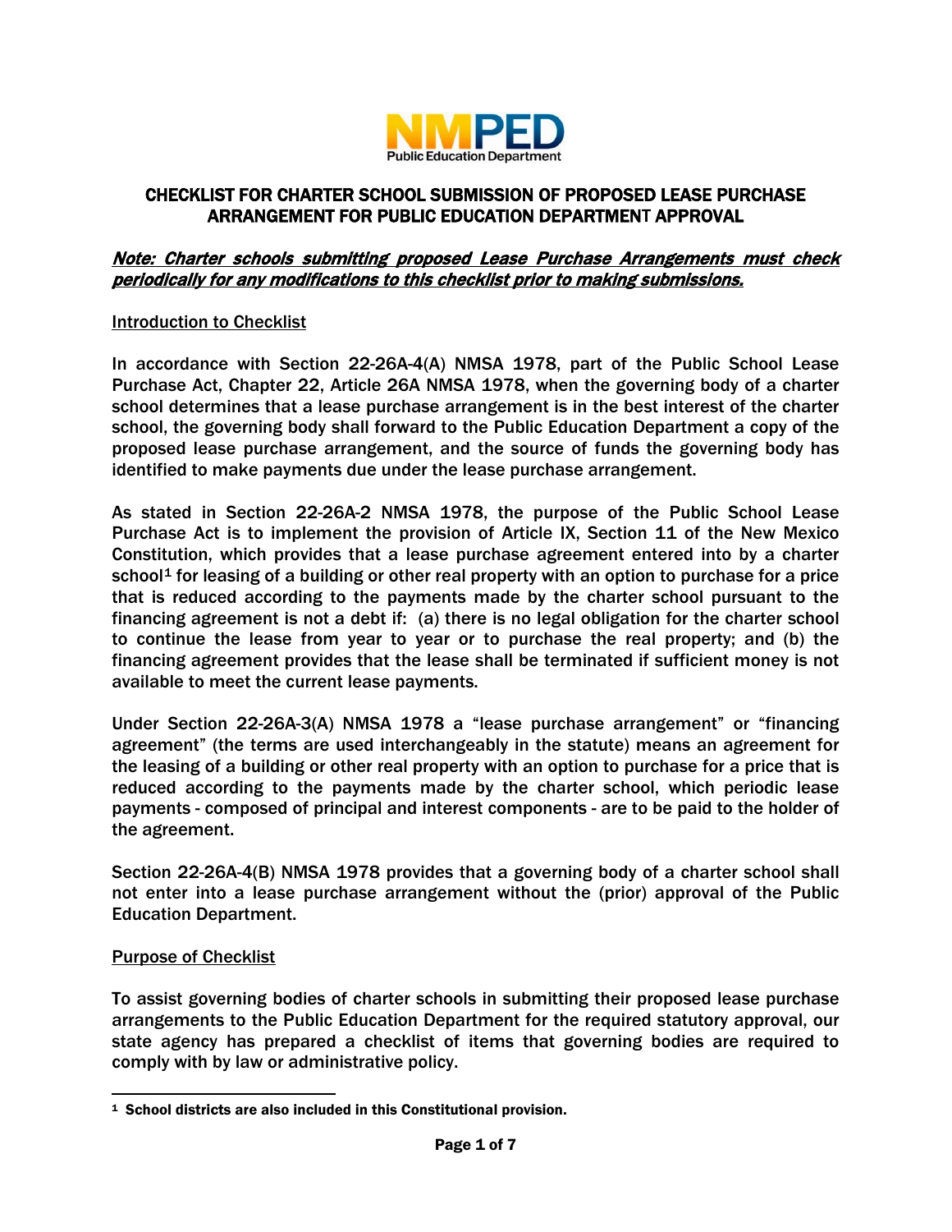NMPED
Public Education Department

# CHECKLIST FOR CHARTER SCHOOL SUBMISSION OF PROPOSED LEASE PURCHASE ARRANGEMENT FOR PUBLIC EDUCATION DEPARTMENT APPROVAL

***Note: Charter schools submitting proposed Lease Purchase Arrangements must check periodically for any modifications to this checklist prior to making submissions.***

## Introduction to Checklist

In accordance with Section 22-26A-4(A) NMSA 1978, part of the Public School Lease Purchase Act, Chapter 22, Article 26A NMSA 1978, when the governing body of a charter school determines that a lease purchase arrangement is in the best interest of the charter school, the governing body shall forward to the Public Education Department a copy of the proposed lease purchase arrangement, and the source of funds the governing body has identified to make payments due under the lease purchase arrangement.

As stated in Section 22-26A-2 NMSA 1978, the purpose of the Public School Lease Purchase Act is to implement the provision of Article IX, Section 11 of the New Mexico Constitution, which provides that a lease purchase agreement entered into by a charter school[1] for leasing of a building or other real property with an option to purchase for a price that is reduced according to the payments made by the charter school pursuant to the financing agreement is not a debt if: (a) there is no legal obligation for the charter school to continue the lease from year to year or to purchase the real property; and (b) the financing agreement provides that the lease shall be terminated if sufficient money is not available to meet the current lease payments.

Under Section 22-26A-3(A) NMSA 1978 a "lease purchase arrangement" or "financing agreement" (the terms are used interchangeably in the statute) means an agreement for the leasing of a building or other real property with an option to purchase for a price that is reduced according to the payments made by the charter school, which periodic lease payments - composed of principal and interest components - are to be paid to the holder of the agreement.

Section 22-26A-4(B) NMSA 1978 provides that a governing body of a charter school shall not enter into a lease purchase arrangement without the (prior) approval of the Public Education Department.

## Purpose of Checklist

To assist governing bodies of charter schools in submitting their proposed lease purchase arrangements to the Public Education Department for the required statutory approval, our state agency has prepared a checklist of items that governing bodies are required to comply with by law or administrative policy.

---

[1] School districts are also included in this Constitutional provision.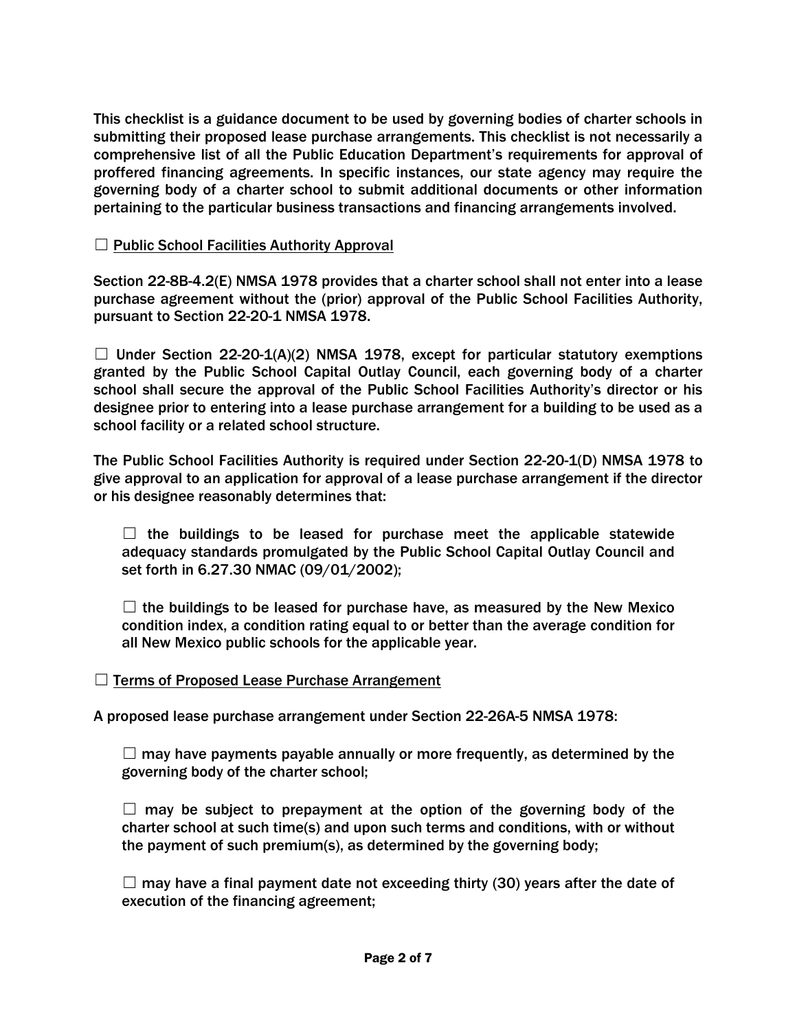This checklist is a guidance document to be used by governing bodies of charter schools in submitting their proposed lease purchase arrangements. This checklist is not necessarily a comprehensive list of all the Public Education Department's requirements for approval of proffered financing agreements. In specific instances, our state agency may require the governing body of a charter school to submit additional documents or other information pertaining to the particular business transactions and financing arrangements involved.

☐ <u>Public School Facilities Authority Approval</u>

Section 22-8B-4.2(E) NMSA 1978 provides that a charter school shall not enter into a lease purchase agreement without the (prior) approval of the Public School Facilities Authority, pursuant to Section 22-20-1 NMSA 1978.

☐ Under Section 22-20-1(A)(2) NMSA 1978, except for particular statutory exemptions granted by the Public School Capital Outlay Council, each governing body of a charter school shall secure the approval of the Public School Facilities Authority's director or his designee prior to entering into a lease purchase arrangement for a building to be used as a school facility or a related school structure.

The Public School Facilities Authority is required under Section 22-20-1(D) NMSA 1978 to give approval to an application for approval of a lease purchase arrangement if the director or his designee reasonably determines that:

> ☐ the buildings to be leased for purchase meet the applicable statewide adequacy standards promulgated by the Public School Capital Outlay Council and set forth in 6.27.30 NMAC (09/01/2002);
>
> ☐ the buildings to be leased for purchase have, as measured by the New Mexico condition index, a condition rating equal to or better than the average condition for all New Mexico public schools for the applicable year.

☐ <u>Terms of Proposed Lease Purchase Arrangement</u>

A proposed lease purchase arrangement under Section 22-26A-5 NMSA 1978:

> ☐ may have payments payable annually or more frequently, as determined by the governing body of the charter school;
>
> ☐ may be subject to prepayment at the option of the governing body of the charter school at such time(s) and upon such terms and conditions, with or without the payment of such premium(s), as determined by the governing body;
>
> ☐ may have a final payment date not exceeding thirty (30) years after the date of execution of the financing agreement;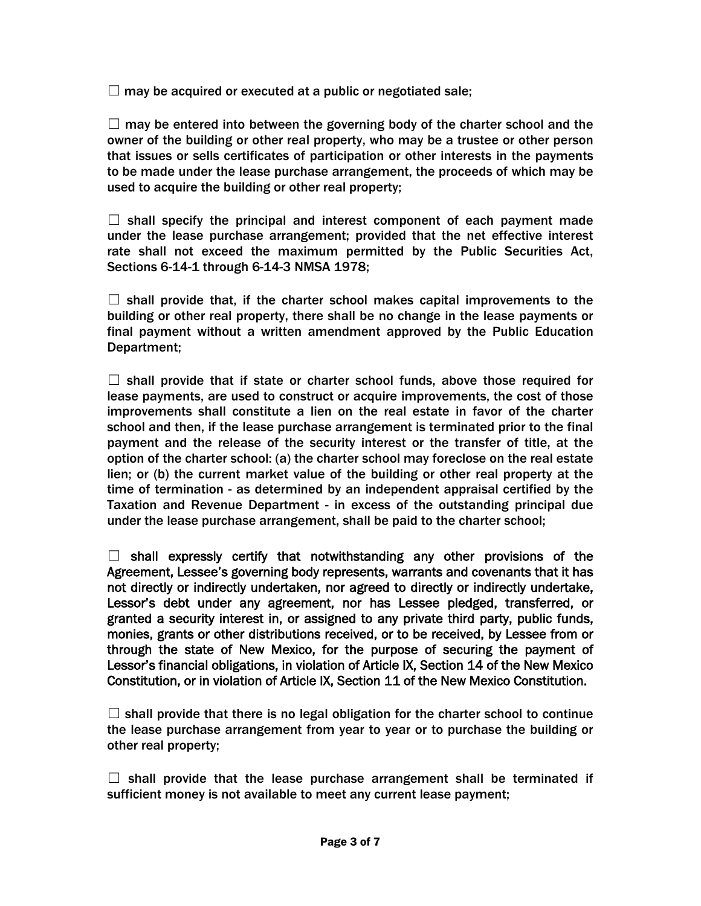☐ may be acquired or executed at a public or negotiated sale;

☐ may be entered into between the governing body of the charter school and the owner of the building or other real property, who may be a trustee or other person that issues or sells certificates of participation or other interests in the payments to be made under the lease purchase arrangement, the proceeds of which may be used to acquire the building or other real property;

☐ shall specify the principal and interest component of each payment made under the lease purchase arrangement; provided that the net effective interest rate shall not exceed the maximum permitted by the Public Securities Act, Sections 6-14-1 through 6-14-3 NMSA 1978;

☐ shall provide that, if the charter school makes capital improvements to the building or other real property, there shall be no change in the lease payments or final payment without a written amendment approved by the Public Education Department;

☐ shall provide that if state or charter school funds, above those required for lease payments, are used to construct or acquire improvements, the cost of those improvements shall constitute a lien on the real estate in favor of the charter school and then, if the lease purchase arrangement is terminated prior to the final payment and the release of the security interest or the transfer of title, at the option of the charter school: (a) the charter school may foreclose on the real estate lien; or (b) the current market value of the building or other real property at the time of termination - as determined by an independent appraisal certified by the Taxation and Revenue Department - in excess of the outstanding principal due under the lease purchase arrangement, shall be paid to the charter school;

☐ shall expressly certify that notwithstanding any other provisions of the Agreement, Lessee's governing body represents, warrants and covenants that it has not directly or indirectly undertaken, nor agreed to directly or indirectly undertake, Lessor's debt under any agreement, nor has Lessee pledged, transferred, or granted a security interest in, or assigned to any private third party, public funds, monies, grants or other distributions received, or to be received, by Lessee from or through the state of New Mexico, for the purpose of securing the payment of Lessor's financial obligations, in violation of Article IX, Section 14 of the New Mexico Constitution, or in violation of Article IX, Section 11 of the New Mexico Constitution.

☐ shall provide that there is no legal obligation for the charter school to continue the lease purchase arrangement from year to year or to purchase the building or other real property;

☐ shall provide that the lease purchase arrangement shall be terminated if sufficient money is not available to meet any current lease payment;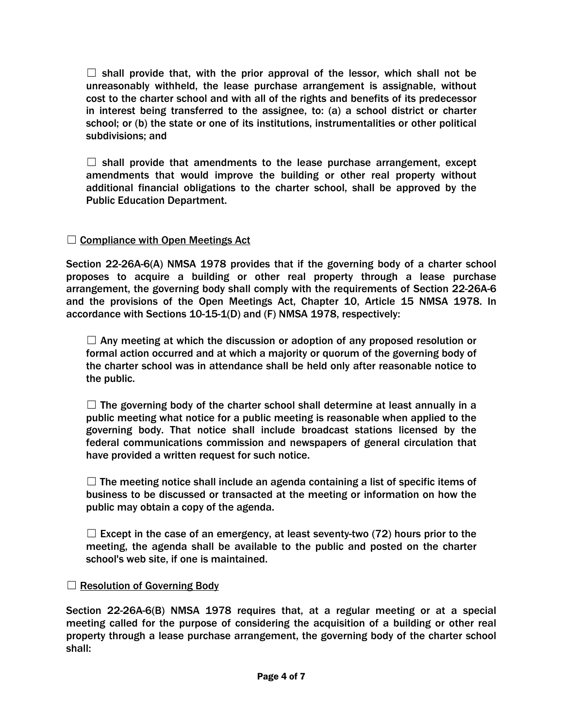☐ shall provide that, with the prior approval of the lessor, which shall not be unreasonably withheld, the lease purchase arrangement is assignable, without cost to the charter school and with all of the rights and benefits of its predecessor in interest being transferred to the assignee, to: (a) a school district or charter school; or (b) the state or one of its institutions, instrumentalities or other political subdivisions; and

☐ shall provide that amendments to the lease purchase arrangement, except amendments that would improve the building or other real property without additional financial obligations to the charter school, shall be approved by the Public Education Department.

☐ <u>Compliance with Open Meetings Act</u>

Section 22-26A-6(A) NMSA 1978 provides that if the governing body of a charter school proposes to acquire a building or other real property through a lease purchase arrangement, the governing body shall comply with the requirements of Section 22-26A-6 and the provisions of the Open Meetings Act, Chapter 10, Article 15 NMSA 1978. In accordance with Sections 10-15-1(D) and (F) NMSA 1978, respectively:

☐ Any meeting at which the discussion or adoption of any proposed resolution or formal action occurred and at which a majority or quorum of the governing body of the charter school was in attendance shall be held only after reasonable notice to the public.

☐ The governing body of the charter school shall determine at least annually in a public meeting what notice for a public meeting is reasonable when applied to the governing body. That notice shall include broadcast stations licensed by the federal communications commission and newspapers of general circulation that have provided a written request for such notice.

☐ The meeting notice shall include an agenda containing a list of specific items of business to be discussed or transacted at the meeting or information on how the public may obtain a copy of the agenda.

☐ Except in the case of an emergency, at least seventy-two (72) hours prior to the meeting, the agenda shall be available to the public and posted on the charter school's web site, if one is maintained.

☐ <u>Resolution of Governing Body</u>

Section 22-26A-6(B) NMSA 1978 requires that, at a regular meeting or at a special meeting called for the purpose of considering the acquisition of a building or other real property through a lease purchase arrangement, the governing body of the charter school shall: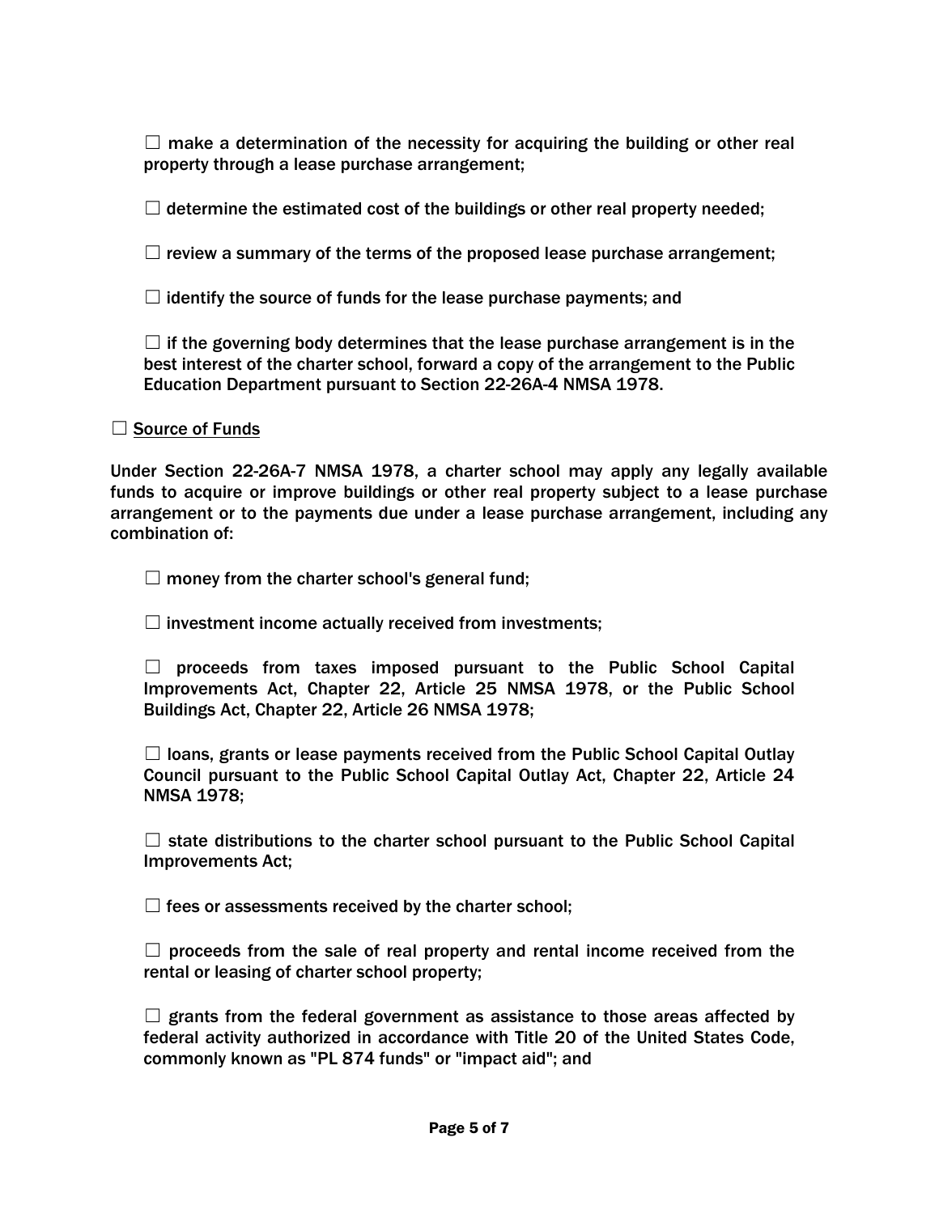☐ make a determination of the necessity for acquiring the building or other real property through a lease purchase arrangement;

☐ determine the estimated cost of the buildings or other real property needed;

☐ review a summary of the terms of the proposed lease purchase arrangement;

☐ identify the source of funds for the lease purchase payments; and

☐ if the governing body determines that the lease purchase arrangement is in the best interest of the charter school, forward a copy of the arrangement to the Public Education Department pursuant to Section 22-26A-4 NMSA 1978.

☐ <u>Source of Funds</u>

Under Section 22-26A-7 NMSA 1978, a charter school may apply any legally available funds to acquire or improve buildings or other real property subject to a lease purchase arrangement or to the payments due under a lease purchase arrangement, including any combination of:

☐ money from the charter school's general fund;

☐ investment income actually received from investments;

☐ proceeds from taxes imposed pursuant to the Public School Capital Improvements Act, Chapter 22, Article 25 NMSA 1978, or the Public School Buildings Act, Chapter 22, Article 26 NMSA 1978;

☐ loans, grants or lease payments received from the Public School Capital Outlay Council pursuant to the Public School Capital Outlay Act, Chapter 22, Article 24 NMSA 1978;

☐ state distributions to the charter school pursuant to the Public School Capital Improvements Act;

☐ fees or assessments received by the charter school;

☐ proceeds from the sale of real property and rental income received from the rental or leasing of charter school property;

☐ grants from the federal government as assistance to those areas affected by federal activity authorized in accordance with Title 20 of the United States Code, commonly known as "PL 874 funds" or "impact aid"; and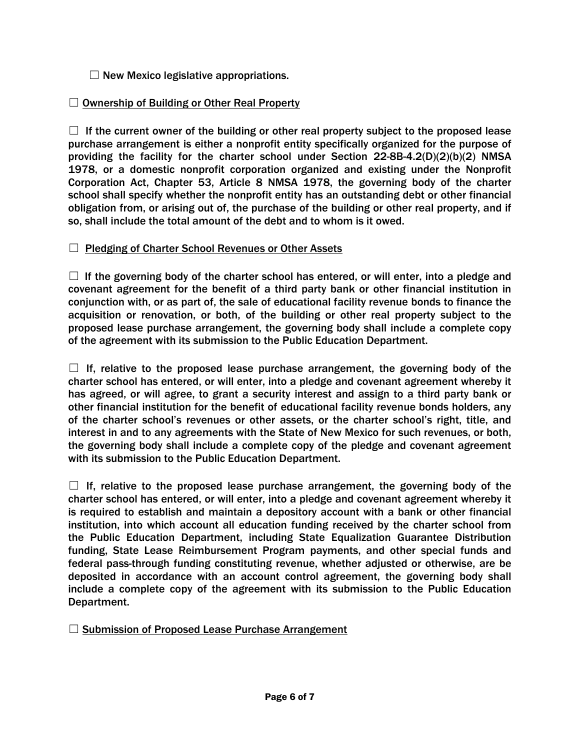☐ New Mexico legislative appropriations.

☐ <u>Ownership of Building or Other Real Property</u>

☐ If the current owner of the building or other real property subject to the proposed lease purchase arrangement is either a nonprofit entity specifically organized for the purpose of providing the facility for the charter school under Section 22-8B-4.2(D)(2)(b)(2) NMSA 1978, or a domestic nonprofit corporation organized and existing under the Nonprofit Corporation Act, Chapter 53, Article 8 NMSA 1978, the governing body of the charter school shall specify whether the nonprofit entity has an outstanding debt or other financial obligation from, or arising out of, the purchase of the building or other real property, and if so, shall include the total amount of the debt and to whom is it owed.

☐ <u>Pledging of Charter School Revenues or Other Assets</u>

☐ If the governing body of the charter school has entered, or will enter, into a pledge and covenant agreement for the benefit of a third party bank or other financial institution in conjunction with, or as part of, the sale of educational facility revenue bonds to finance the acquisition or renovation, or both, of the building or other real property subject to the proposed lease purchase arrangement, the governing body shall include a complete copy of the agreement with its submission to the Public Education Department.

☐ If, relative to the proposed lease purchase arrangement, the governing body of the charter school has entered, or will enter, into a pledge and covenant agreement whereby it has agreed, or will agree, to grant a security interest and assign to a third party bank or other financial institution for the benefit of educational facility revenue bonds holders, any of the charter school's revenues or other assets, or the charter school's right, title, and interest in and to any agreements with the State of New Mexico for such revenues, or both, the governing body shall include a complete copy of the pledge and covenant agreement with its submission to the Public Education Department.

☐ If, relative to the proposed lease purchase arrangement, the governing body of the charter school has entered, or will enter, into a pledge and covenant agreement whereby it is required to establish and maintain a depository account with a bank or other financial institution, into which account all education funding received by the charter school from the Public Education Department, including State Equalization Guarantee Distribution funding, State Lease Reimbursement Program payments, and other special funds and federal pass-through funding constituting revenue, whether adjusted or otherwise, are be deposited in accordance with an account control agreement, the governing body shall include a complete copy of the agreement with its submission to the Public Education Department.

☐ <u>Submission of Proposed Lease Purchase Arrangement</u>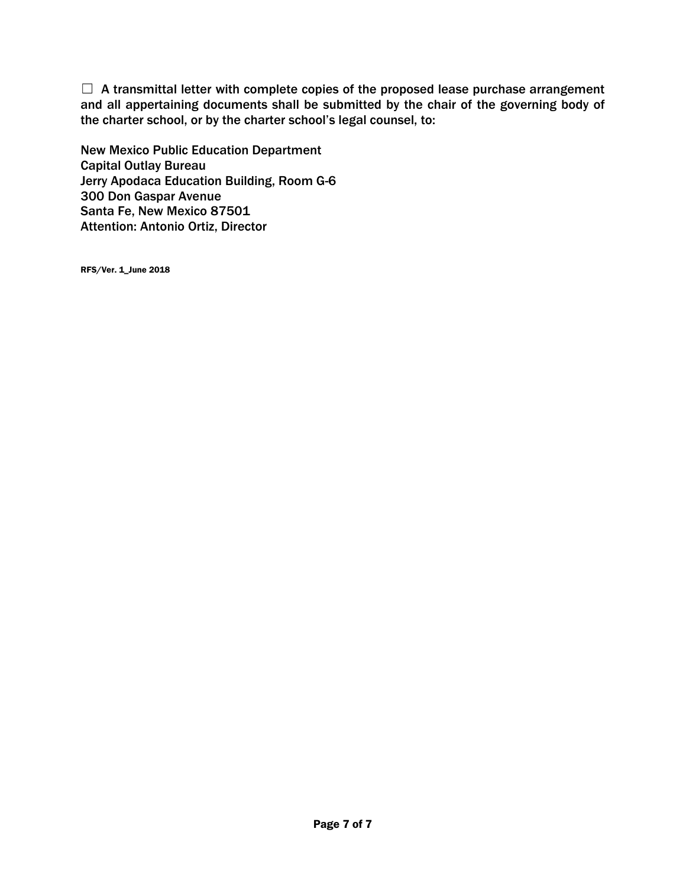☐ A transmittal letter with complete copies of the proposed lease purchase arrangement and all appertaining documents shall be submitted by the chair of the governing body of the charter school, or by the charter school's legal counsel, to:

New Mexico Public Education Department
Capital Outlay Bureau
Jerry Apodaca Education Building, Room G-6
300 Don Gaspar Avenue
Santa Fe, New Mexico 87501
Attention: Antonio Ortiz, Director

**RFS/Ver. 1_June 2018**